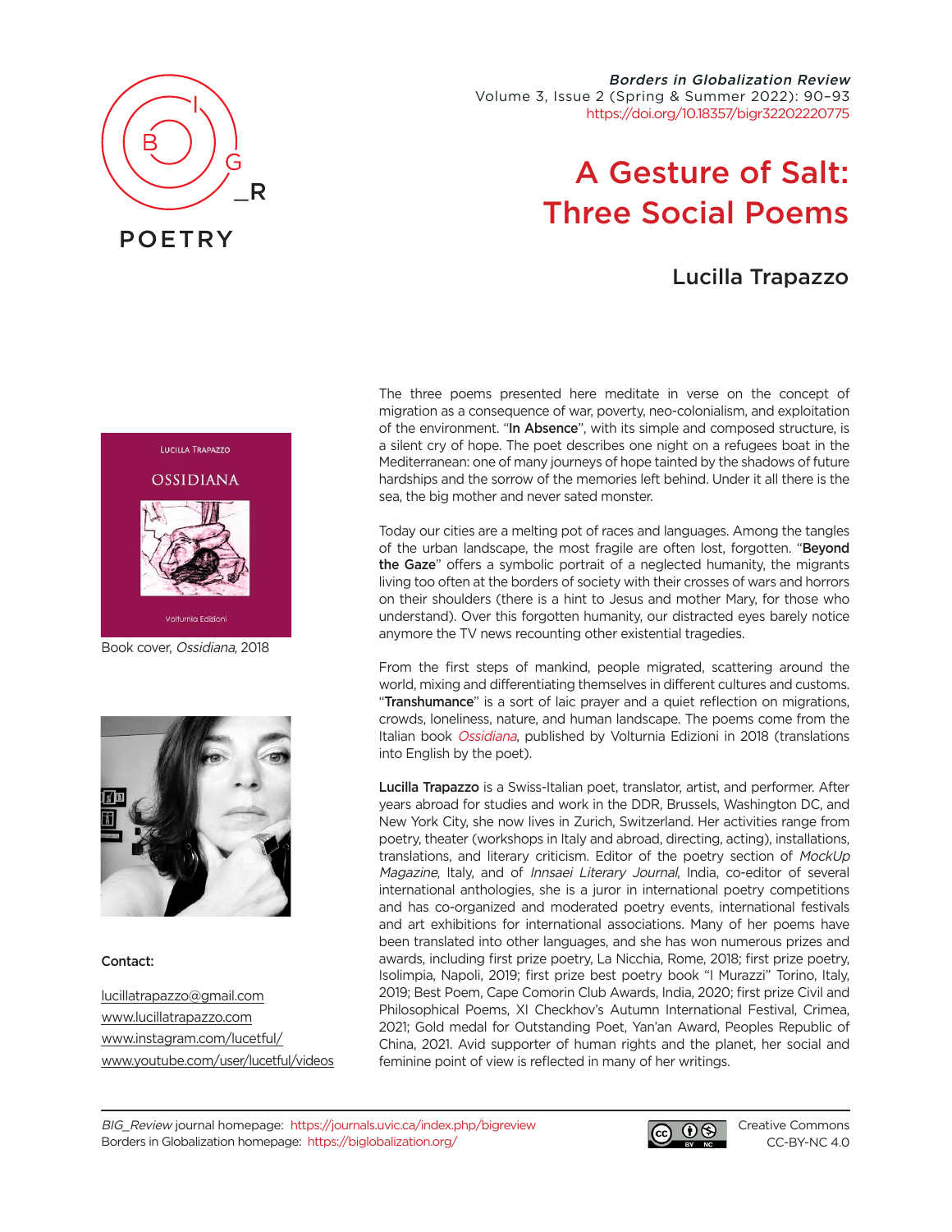# A Gesture of Salt: Three Social Poems

## Lucilla Trapazzo

Book cover, *Ossidiana*, 2018

**Contact:**

lucillatrapazzo@gmail.com
www.lucillatrapazzo.com
www.instagram.com/lucetful/
www.youtube.com/user/lucetful/videos

The three poems presented here meditate in verse on the concept of migration as a consequence of war, poverty, neo-colonialism, and exploitation of the environment. "**In Absence**", with its simple and composed structure, is a silent cry of hope. The poet describes one night on a refugees boat in the Mediterranean: one of many journeys of hope tainted by the shadows of future hardships and the sorrow of the memories left behind. Under it all there is the sea, the big mother and never sated monster.

Today our cities are a melting pot of races and languages. Among the tangles of the urban landscape, the most fragile are often lost, forgotten. "**Beyond the Gaze**" offers a symbolic portrait of a neglected humanity, the migrants living too often at the borders of society with their crosses of wars and horrors on their shoulders (there is a hint to Jesus and mother Mary, for those who understand). Over this forgotten humanity, our distracted eyes barely notice anymore the TV news recounting other existential tragedies.

From the first steps of mankind, people migrated, scattering around the world, mixing and differentiating themselves in different cultures and customs. "**Transhumance**" is a sort of laic prayer and a quiet reflection on migrations, crowds, loneliness, nature, and human landscape. The poems come from the Italian book *Ossidiana*, published by Volturnia Edizioni in 2018 (translations into English by the poet).

**Lucilla Trapazzo** is a Swiss-Italian poet, translator, artist, and performer. After years abroad for studies and work in the DDR, Brussels, Washington DC, and New York City, she now lives in Zurich, Switzerland. Her activities range from poetry, theater (workshops in Italy and abroad, directing, acting), installations, translations, and literary criticism. Editor of the poetry section of *MockUp Magazine*, Italy, and of *Innsaei Literary Journal*, India, co-editor of several international anthologies, she is a juror in international poetry competitions and has co-organized and moderated poetry events, international festivals and art exhibitions for international associations. Many of her poems have been translated into other languages, and she has won numerous prizes and awards, including first prize poetry, La Nicchia, Rome, 2018; first prize poetry, Isolimpia, Napoli, 2019; first prize best poetry book "I Murazzi" Torino, Italy, 2019; Best Poem, Cape Comorin Club Awards, India, 2020; first prize Civil and Philosophical Poems, XI Checkhov's Autumn International Festival, Crimea, 2021; Gold medal for Outstanding Poet, Yan'an Award, Peoples Republic of China, 2021. Avid supporter of human rights and the planet, her social and feminine point of view is reflected in many of her writings.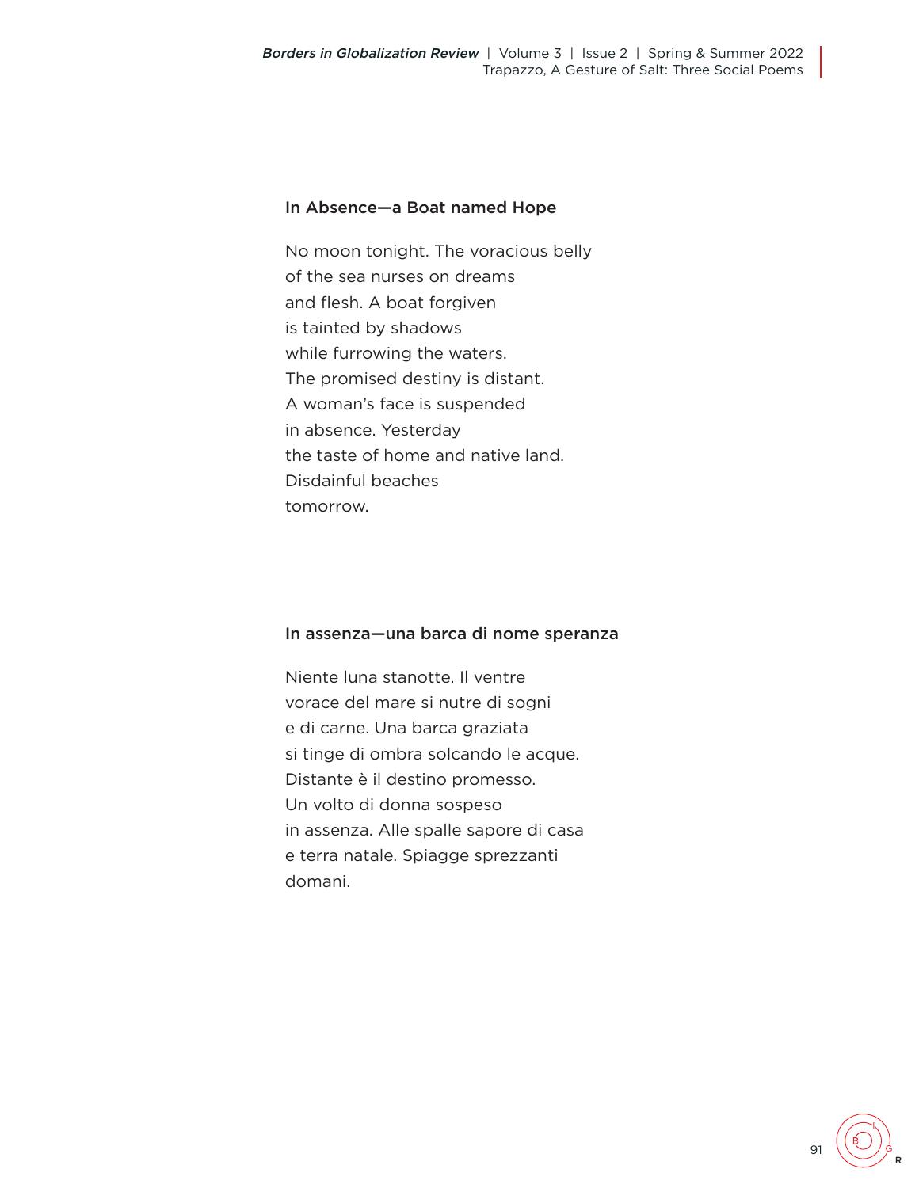### In Absence—a Boat named Hope

No moon tonight. The voracious belly  
of the sea nurses on dreams  
and flesh. A boat forgiven  
is tainted by shadows  
while furrowing the waters.  
The promised destiny is distant.  
A woman's face is suspended  
in absence. Yesterday  
the taste of home and native land.  
Disdainful beaches  
tomorrow.

### In assenza—una barca di nome speranza

Niente luna stanotte. Il ventre  
vorace del mare si nutre di sogni  
e di carne. Una barca graziata  
si tinge di ombra solcando le acque.  
Distante è il destino promesso.  
Un volto di donna sospeso  
in assenza. Alle spalle sapore di casa  
e terra natale. Spiagge sprezzanti  
domani.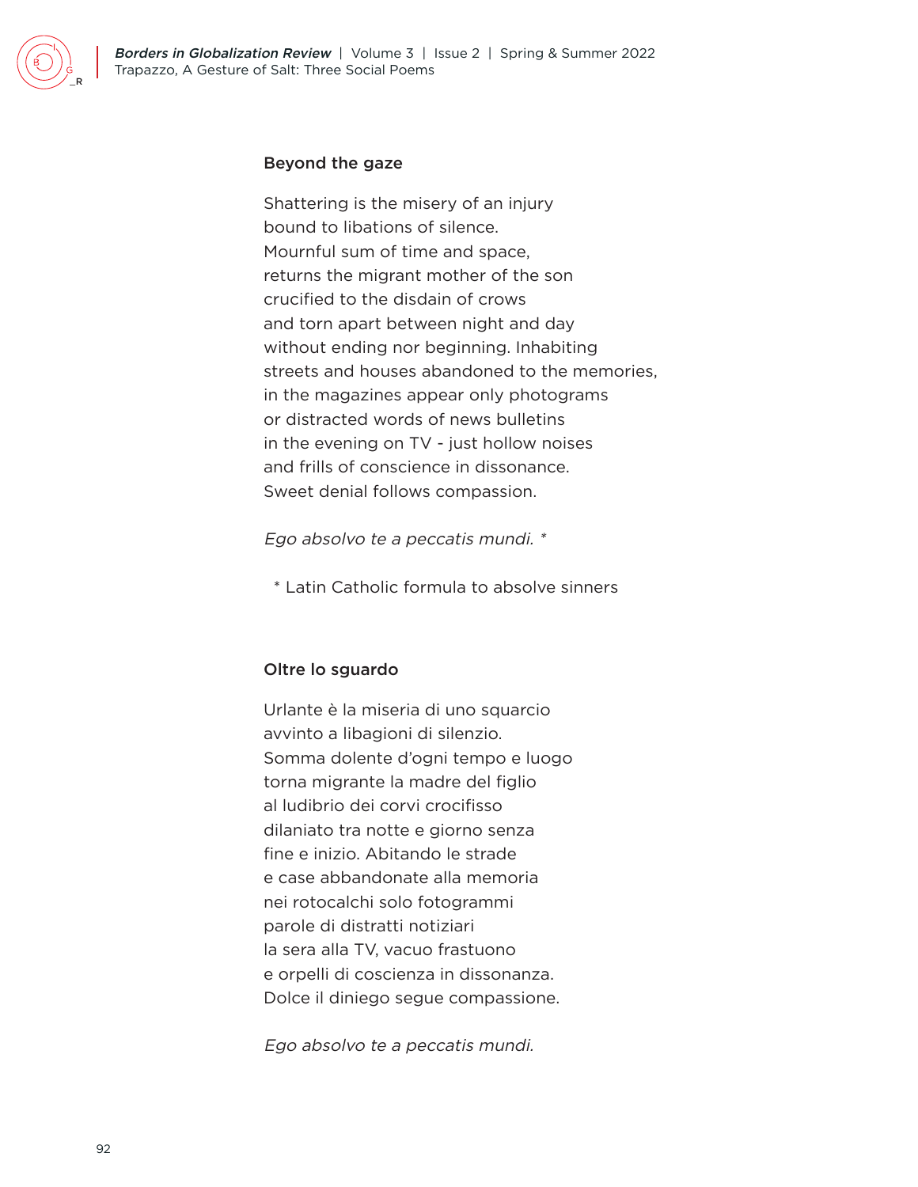### Beyond the gaze

Shattering is the misery of an injury
bound to libations of silence.
Mournful sum of time and space,
returns the migrant mother of the son
crucified to the disdain of crows
and torn apart between night and day
without ending nor beginning. Inhabiting
streets and houses abandoned to the memories,
in the magazines appear only photograms
or distracted words of news bulletins
in the evening on TV - just hollow noises
and frills of conscience in dissonance.
Sweet denial follows compassion.

*Ego absolvo te a peccatis mundi. \**

\* Latin Catholic formula to absolve sinners

### Oltre lo sguardo

Urlante è la miseria di uno squarcio
avvinto a libagioni di silenzio.
Somma dolente d'ogni tempo e luogo
torna migrante la madre del figlio
al ludibrio dei corvi crocifisso
dilaniato tra notte e giorno senza
fine e inizio. Abitando le strade
e case abbandonate alla memoria
nei rotocalchi solo fotogrammi
parole di distratti notiziari
la sera alla TV, vacuo frastuono
e orpelli di coscienza in dissonanza.
Dolce il diniego segue compassione.

*Ego absolvo te a peccatis mundi.*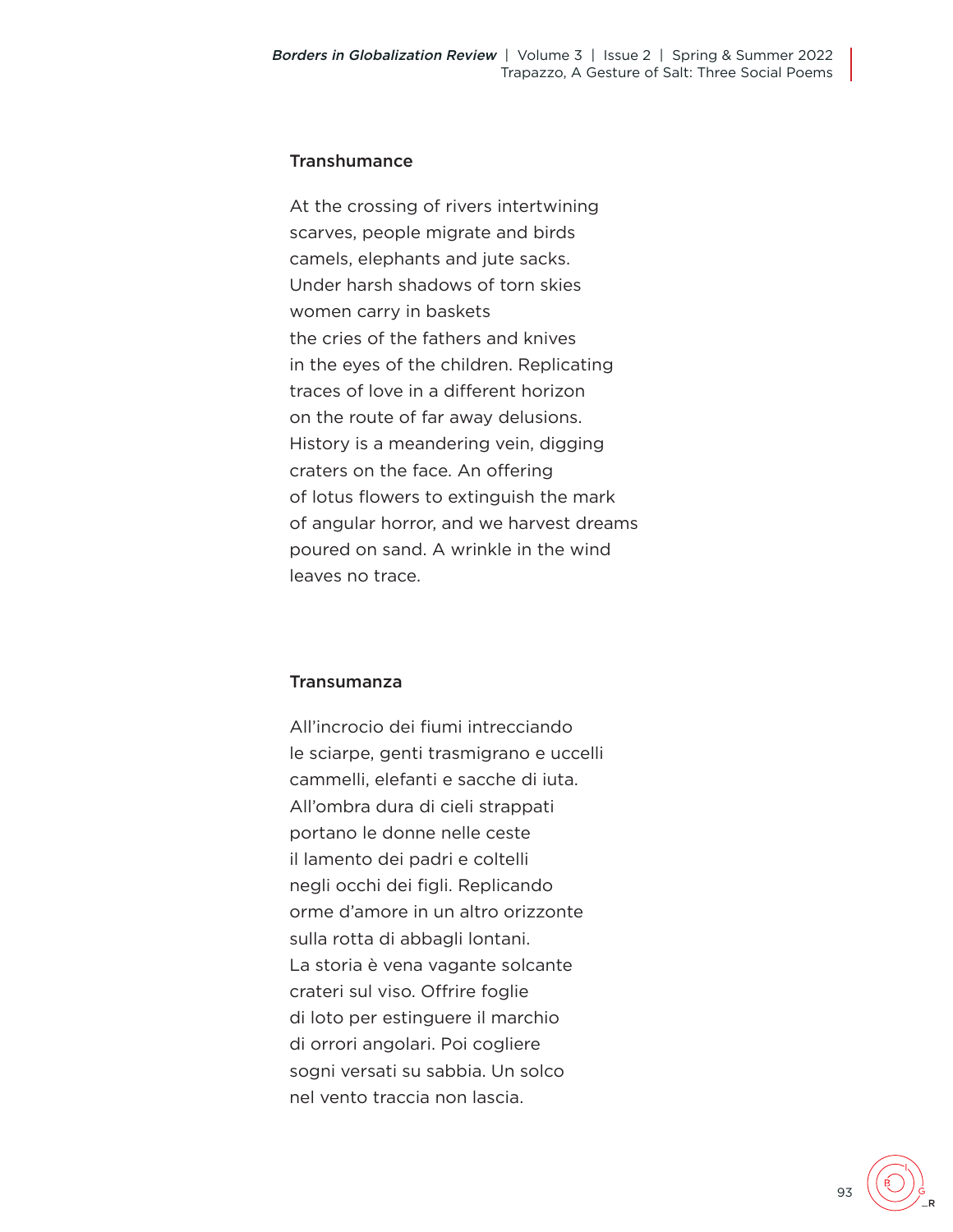### Transhumance

At the crossing of rivers intertwining
scarves, people migrate and birds
camels, elephants and jute sacks.
Under harsh shadows of torn skies
women carry in baskets
the cries of the fathers and knives
in the eyes of the children. Replicating
traces of love in a different horizon
on the route of far away delusions.
History is a meandering vein, digging
craters on the face. An offering
of lotus flowers to extinguish the mark
of angular horror, and we harvest dreams
poured on sand. A wrinkle in the wind
leaves no trace.

### Transumanza

All'incrocio dei fiumi intrecciando
le sciarpe, genti trasmigrano e uccelli
cammelli, elefanti e sacche di iuta.
All'ombra dura di cieli strappati
portano le donne nelle ceste
il lamento dei padri e coltelli
negli occhi dei figli. Replicando
orme d'amore in un altro orizzonte
sulla rotta di abbagli lontani.
La storia è vena vagante solcante
crateri sul viso. Offrire foglie
di loto per estinguere il marchio
di orrori angolari. Poi cogliere
sogni versati su sabbia. Un solco
nel vento traccia non lascia.